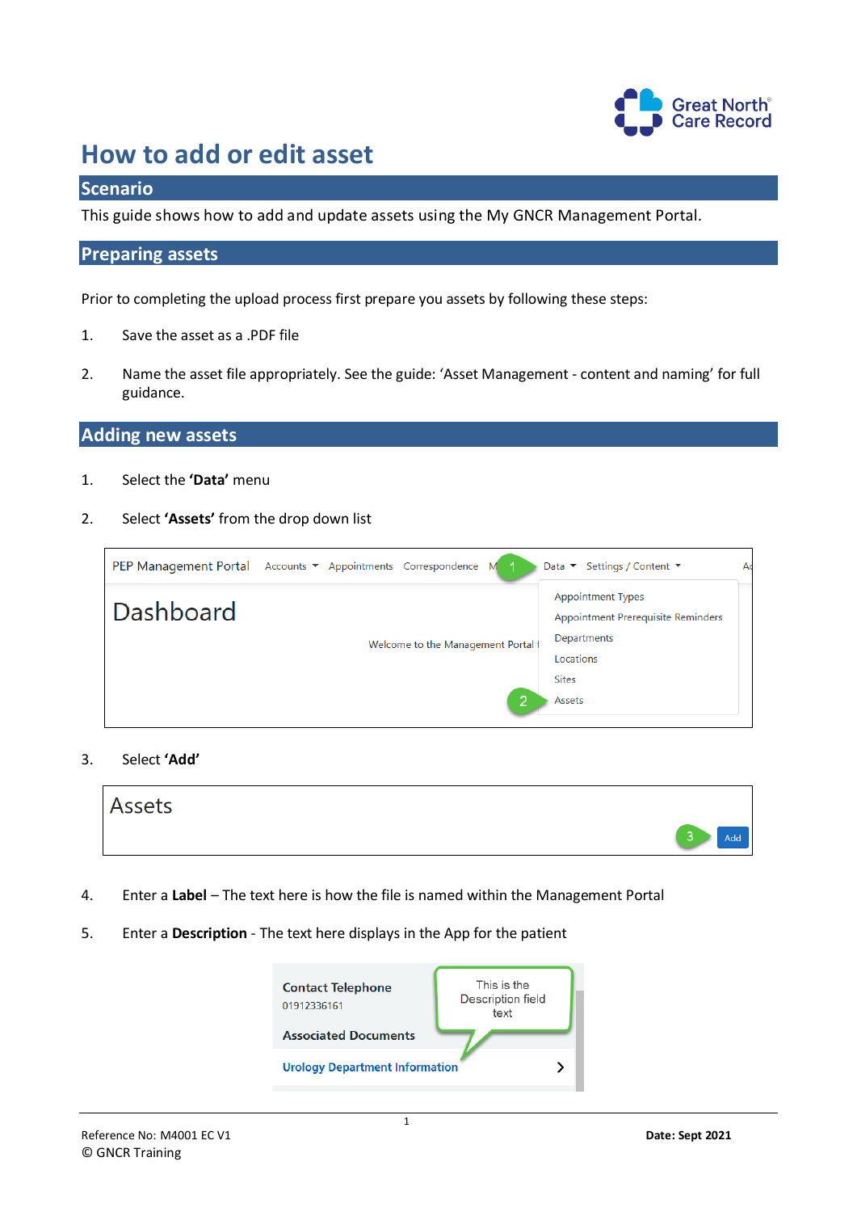# How to add or edit asset

## Scenario

This guide shows how to add and update assets using the My GNCR Management Portal.

## Preparing assets

Prior to completing the upload process first prepare you assets by following these steps:

1. Save the asset as a .PDF file

2. Name the asset file appropriately. See the guide: 'Asset Management - content and naming' for full guidance.

## Adding new assets

1. Select the **'Data'** menu

2. Select **'Assets'** from the drop down list

3. Select **'Add'**

4. Enter a **Label** – The text here is how the file is named within the Management Portal

5. Enter a **Description** - The text here displays in the App for the patient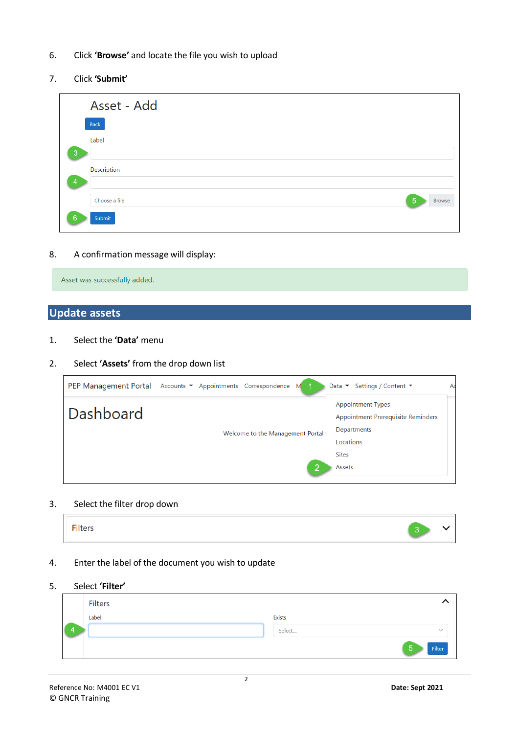6. Click **'Browse'** and locate the file you wish to upload

7. Click **'Submit'**

8. A confirmation message will display:

## Update assets

1. Select the **'Data'** menu

2. Select **'Assets'** from the drop down list

3. Select the filter drop down

4. Enter the label of the document you wish to update

5. Select **'Filter'**

Reference No: M4001 EC V1 **Date: Sept 2021**
© GNCR Training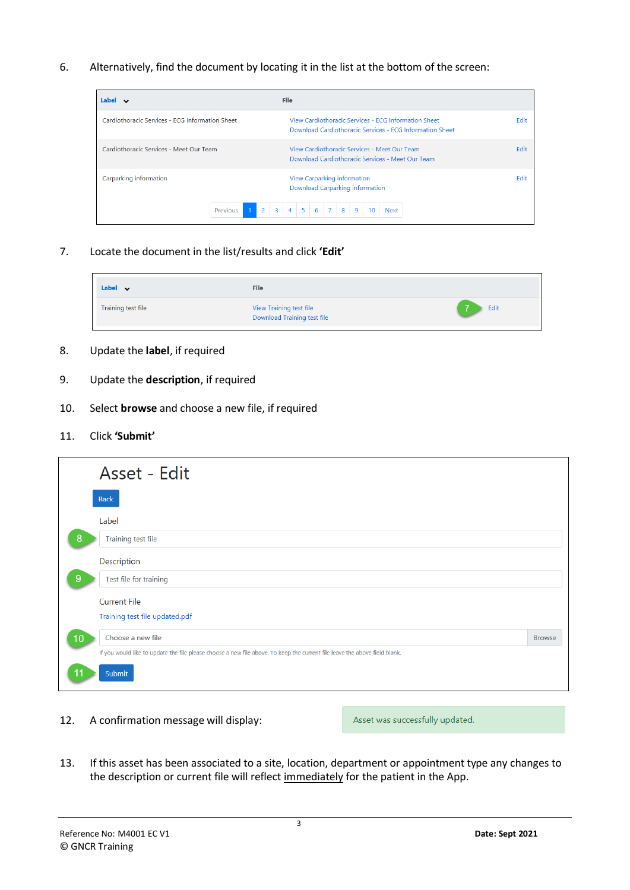6. Alternatively, find the document by locating it in the list at the bottom of the screen:

| Label | File | |
|---|---|---|
| Cardiothoracic Services - ECG Information Sheet | View Cardiothoracic Services - ECG Information Sheet<br>Download Cardiothoracic Services - ECG Information Sheet | Edit |
| Cardiothoracic Services - Meet Our Team | View Cardiothoracic Services - Meet Our Team<br>Download Cardiothoracic Services - Meet Our Team | Edit |
| Carparking information | View Carparking information<br>Download Carparking information | Edit |

Previous 1 2 3 4 5 6 7 8 9 10 Next

7. Locate the document in the list/results and click **'Edit'**

| Label | File | |
|---|---|---|
| Training test file | View Training test file<br>Download Training test file | 7 Edit |

8. Update the **label**, if required

9. Update the **description**, if required

10. Select **browse** and choose a new file, if required

11. Click **'Submit'**

Asset - Edit

Back

Label

8 Training test file

Description

9 Test file for training

Current File

Training test file updated.pdf

10 Choose a new file Browse

If you would like to update the file please choose a new file above. To keep the current file leave the above field blank.

11 Submit

12. A confirmation message will display: Asset was successfully updated.

13. If this asset has been associated to a site, location, department or appointment type any changes to the description or current file will reflect immediately for the patient in the App.

Reference No: M4001 EC V1
© GNCR Training

**Date: Sept 2021**